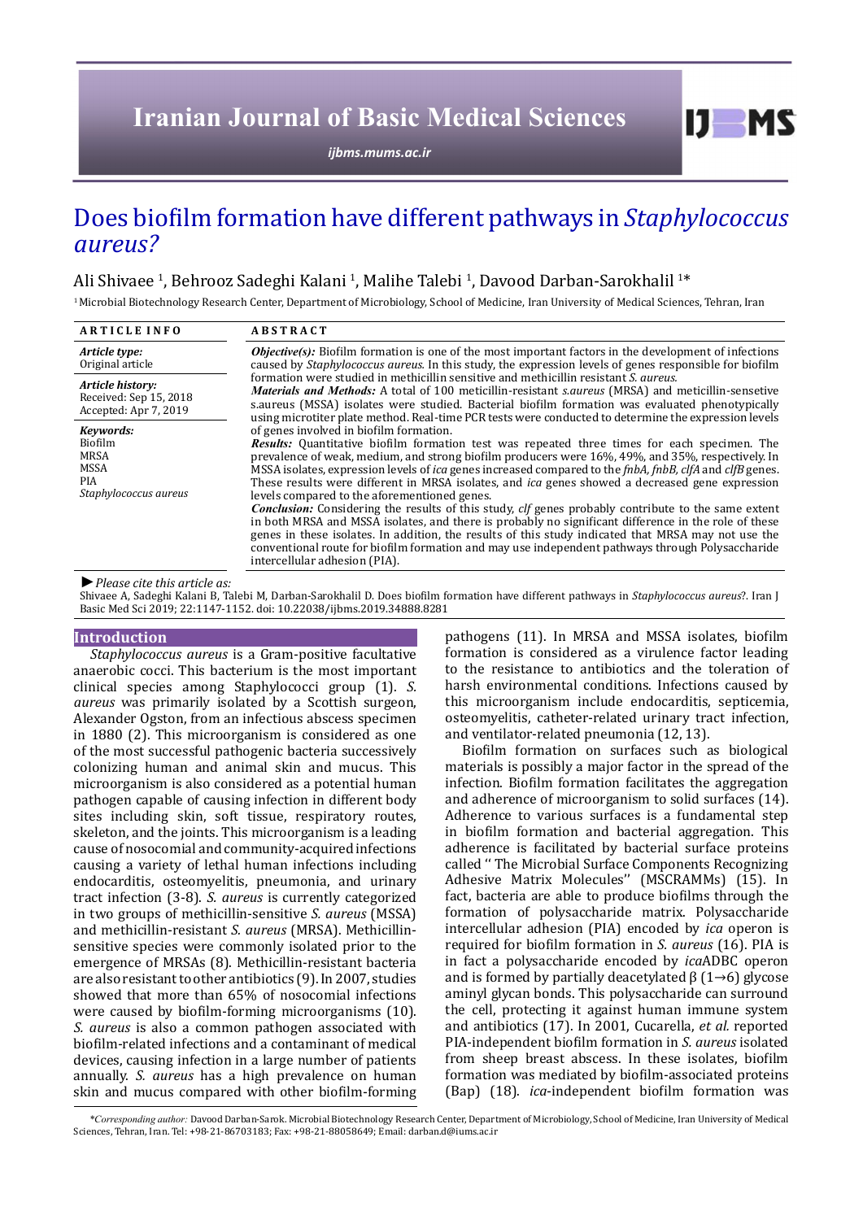# Does biofilm formation have different pathways in *Staphylococcus aureus?*

Ali Shivaee [1], Behrooz Sadeghi Kalani [1], Malihe Talebi [1], Davood Darban-Sarokhalil [1]*

[1] Microbial Biotechnology Research Center, Department of Microbiology, School of Medicine, Iran University of Medical Sciences, Tehran, Iran

**ARTICLE INFO**

*Article type:*
Original article

*Article history:*
Received: Sep 15, 2018
Accepted: Apr 7, 2019

*Keywords:*
Biofilm
MRSA
MSSA
PIA
*Staphylococcus aureus*

**ABSTRACT**

***Objective(s):*** Biofilm formation is one of the most important factors in the development of infections caused by *Staphylococcus aureus.* In this study, the expression levels of genes responsible for biofilm formation were studied in methicillin sensitive and methicillin resistant *S. aureus.*

***Materials and Methods:*** A total of 100 meticillin-resistant *s.aureus* (MRSA) and meticillin-sensetive s.aureus (MSSA) isolates were studied. Bacterial biofilm formation was evaluated phenotypically using microtiter plate method. Real-time PCR tests were conducted to determine the expression levels of genes involved in biofilm formation.

***Results:*** Quantitative biofilm formation test was repeated three times for each specimen. The prevalence of weak, medium, and strong biofilm producers were 16%, 49%, and 35%, respectively. In MSSA isolates, expression levels of *ica* genes increased compared to the *fnbA, fnbB, clfA* and *clfB* genes. These results were different in MRSA isolates, and *ica* genes showed a decreased gene expression levels compared to the aforementioned genes.

***Conclusion:*** Considering the results of this study, *clf* genes probably contribute to the same extent in both MRSA and MSSA isolates, and there is probably no significant difference in the role of these genes in these isolates. In addition, the results of this study indicated that MRSA may not use the conventional route for biofilm formation and may use independent pathways through Polysaccharide intercellular adhesion (PIA).

► *Please cite this article as:*

Shivaee A, Sadeghi Kalani B, Talebi M, Darban-Sarokhalil D. Does biofilm formation have different pathways in *Staphylococcus aureus*?. Iran J Basic Med Sci 2019; 22:1147-1152. doi: 10.22038/ijbms.2019.34888.8281

## Introduction

*Staphylococcus aureus* is a Gram-positive facultative anaerobic cocci. This bacterium is the most important clinical species among Staphylococci group (1). *S. aureus* was primarily isolated by a Scottish surgeon, Alexander Ogston, from an infectious abscess specimen in 1880 (2). This microorganism is considered as one of the most successful pathogenic bacteria successively colonizing human and animal skin and mucus. This microorganism is also considered as a potential human pathogen capable of causing infection in different body sites including skin, soft tissue, respiratory routes, skeleton, and the joints. This microorganism is a leading cause of nosocomial and community-acquired infections causing a variety of lethal human infections including endocarditis, osteomyelitis, pneumonia, and urinary tract infection (3-8). *S. aureus* is currently categorized in two groups of methicillin-sensitive *S. aureus* (MSSA) and methicillin-resistant *S. aureus* (MRSA). Methicillin-sensitive species were commonly isolated prior to the emergence of MRSAs (8). Methicillin-resistant bacteria are also resistant to other antibiotics (9). In 2007, studies showed that more than 65% of nosocomial infections were caused by biofilm-forming microorganisms (10). *S. aureus* is also a common pathogen associated with biofilm-related infections and a contaminant of medical devices, causing infection in a large number of patients annually. *S. aureus* has a high prevalence on human skin and mucus compared with other biofilm-forming pathogens (11). In MRSA and MSSA isolates, biofilm formation is considered as a virulence factor leading to the resistance to antibiotics and the toleration of harsh environmental conditions. Infections caused by this microorganism include endocarditis, septicemia, osteomyelitis, catheter-related urinary tract infection, and ventilator-related pneumonia (12, 13).

Biofilm formation on surfaces such as biological materials is possibly a major factor in the spread of the infection. Biofilm formation facilitates the aggregation and adherence of microorganism to solid surfaces (14). Adherence to various surfaces is a fundamental step in biofilm formation and bacterial aggregation. This adherence is facilitated by bacterial surface proteins called '' The Microbial Surface Components Recognizing Adhesive Matrix Molecules'' (MSCRAMMs) (15). In fact, bacteria are able to produce biofilms through the formation of polysaccharide matrix. Polysaccharide intercellular adhesion (PIA) encoded by *ica* operon is required for biofilm formation in *S. aureus* (16). PIA is in fact a polysaccharide encoded by *ica*ADBC operon and is formed by partially deacetylated β (1→6) glycose aminyl glycan bonds. This polysaccharide can surround the cell, protecting it against human immune system and antibiotics (17). In 2001, Cucarella, *et al.* reported PIA-independent biofilm formation in *S. aureus* isolated from sheep breast abscess. In these isolates, biofilm formation was mediated by biofilm-associated proteins (Bap) (18). *ica*-independent biofilm formation was

*\*Corresponding author:* Davood Darban-Sarok. Microbial Biotechnology Research Center, Department of Microbiology, School of Medicine, Iran University of Medical Sciences, Tehran, Iran. Tel: +98-21-86703183; Fax: +98-21-88058649; Email: darban.d@iums.ac.ir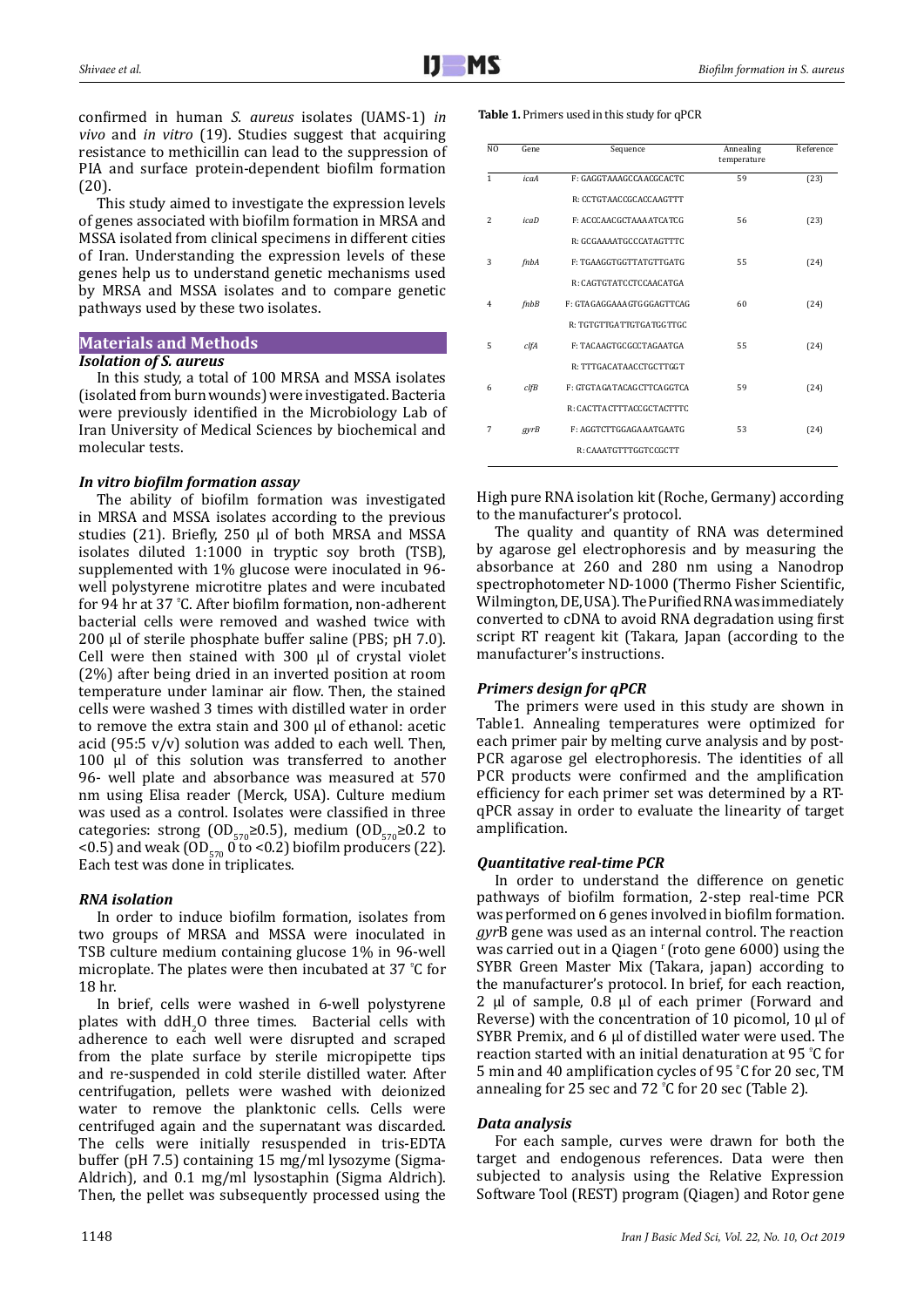confirmed in human *S. aureus* isolates (UAMS-1) *in vivo* and *in vitro* (19). Studies suggest that acquiring resistance to methicillin can lead to the suppression of PIA and surface protein-dependent biofilm formation (20).

This study aimed to investigate the expression levels of genes associated with biofilm formation in MRSA and MSSA isolated from clinical specimens in different cities of Iran. Understanding the expression levels of these genes help us to understand genetic mechanisms used by MRSA and MSSA isolates and to compare genetic pathways used by these two isolates.

## Materials and Methods

### *Isolation of S. aureus*

In this study, a total of 100 MRSA and MSSA isolates (isolated from burn wounds) were investigated. Bacteria were previously identified in the Microbiology Lab of Iran University of Medical Sciences by biochemical and molecular tests.

### *In vitro biofilm formation assay*

The ability of biofilm formation was investigated in MRSA and MSSA isolates according to the previous studies (21). Briefly, 250 µl of both MRSA and MSSA isolates diluted 1:1000 in tryptic soy broth (TSB), supplemented with 1% glucose were inoculated in 96-well polystyrene microtitre plates and were incubated for 94 hr at 37 °C. After biofilm formation, non-adherent bacterial cells were removed and washed twice with 200 µl of sterile phosphate buffer saline (PBS; pH 7.0). Cell were then stained with 300 µl of crystal violet (2%) after being dried in an inverted position at room temperature under laminar air flow. Then, the stained cells were washed 3 times with distilled water in order to remove the extra stain and 300 µl of ethanol: acetic acid (95:5 v/v) solution was added to each well. Then, 100 µl of this solution was transferred to another 96- well plate and absorbance was measured at 570 nm using Elisa reader (Merck, USA). Culture medium was used as a control. Isolates were classified in three categories: strong ($OD_{570}$≥0.5), medium ($OD_{570}$≥0.2 to <0.5) and weak ($OD_{570}$ 0 to <0.2) biofilm producers (22). Each test was done in triplicates.

### *RNA isolation*

In order to induce biofilm formation, isolates from two groups of MRSA and MSSA were inoculated in TSB culture medium containing glucose 1% in 96-well microplate. The plates were then incubated at 37 °C for 18 hr.

In brief, cells were washed in 6-well polystyrene plates with $ddH_2O$ three times. Bacterial cells with adherence to each well were disrupted and scraped from the plate surface by sterile micropipette tips and re-suspended in cold sterile distilled water. After centrifugation, pellets were washed with deionized water to remove the planktonic cells. Cells were centrifuged again and the supernatant was discarded. The cells were initially resuspended in tris-EDTA buffer (pH 7.5) containing 15 mg/ml lysozyme (Sigma-Aldrich), and 0.1 mg/ml lysostaphin (Sigma Aldrich). Then, the pellet was subsequently processed using the High pure RNA isolation kit (Roche, Germany) according to the manufacturer's protocol.

**Table 1.** Primers used in this study for qPCR

| NO | Gene | Sequence | Annealing temperature | Reference |
|---|---|---|---|---|
| 1 | *icaA* | F: GAGGTAAAGCCAACGCACTC | 59 | (23) |
| | | R: CCTGTAACCGCACCAAGTTT | | |
| 2 | *icaD* | F: ACCCAACGCTAAAATCATCG | 56 | (23) |
| | | R: GCGAAAATGCCCATAGTTTC | | |
| 3 | *fnbA* | F: TGAAGGTGGTTATGTTGATG | 55 | (24) |
| | | R: CAGTGTATCCTCCAACATGA | | |
| 4 | *fnbB* | F: GTAGAGGAAAGTGGGAGTTCAG | 60 | (24) |
| | | R: TGTGTTGATTGTGATGGTTGC | | |
| 5 | *clfA* | F: TACAAGTGCGCCTAGAATGA | 55 | (24) |
| | | R: TTTGACATAACCTGCTTGGT | | |
| 6 | *clfB* | F: GTGTAGATACAGCTTCAGGTCA | 59 | (24) |
| | | R: CACTTACTTTACCGCTACTTTC | | |
| 7 | *gyrB* | F: AGGTCTTGGAGAAATGAATG | 53 | (24) |
| | | R: CAAATGTTTGGTCCGCTT | | |

The quality and quantity of RNA was determined by agarose gel electrophoresis and by measuring the absorbance at 260 and 280 nm using a Nanodrop spectrophotometer ND-1000 (Thermo Fisher Scientific, Wilmington, DE, USA). The Purified RNA was immediately converted to cDNA to avoid RNA degradation using first script RT reagent kit (Takara, Japan (according to the manufacturer's instructions.

### *Primers design for qPCR*

The primers were used in this study are shown in Table1. Annealing temperatures were optimized for each primer pair by melting curve analysis and by post-PCR agarose gel electrophoresis. The identities of all PCR products were confirmed and the amplification efficiency for each primer set was determined by a RT-qPCR assay in order to evaluate the linearity of target amplification.

### *Quantitative real-time PCR*

In order to understand the difference on genetic pathways of biofilm formation, 2-step real-time PCR was performed on 6 genes involved in biofilm formation. *gyr*B gene was used as an internal control. The reaction was carried out in a Qiagen r (roto gene 6000) using the SYBR Green Master Mix (Takara, japan) according to the manufacturer's protocol. In brief, for each reaction, 2 µl of sample, 0.8 µl of each primer (Forward and Reverse) with the concentration of 10 picomol, 10 µl of SYBR Premix, and 6 µl of distilled water were used. The reaction started with an initial denaturation at 95 °C for 5 min and 40 amplification cycles of 95 °C for 20 sec, TM annealing for 25 sec and 72 °C for 20 sec (Table 2).

### *Data analysis*

For each sample, curves were drawn for both the target and endogenous references. Data were then subjected to analysis using the Relative Expression Software Tool (REST) program (Qiagen) and Rotor gene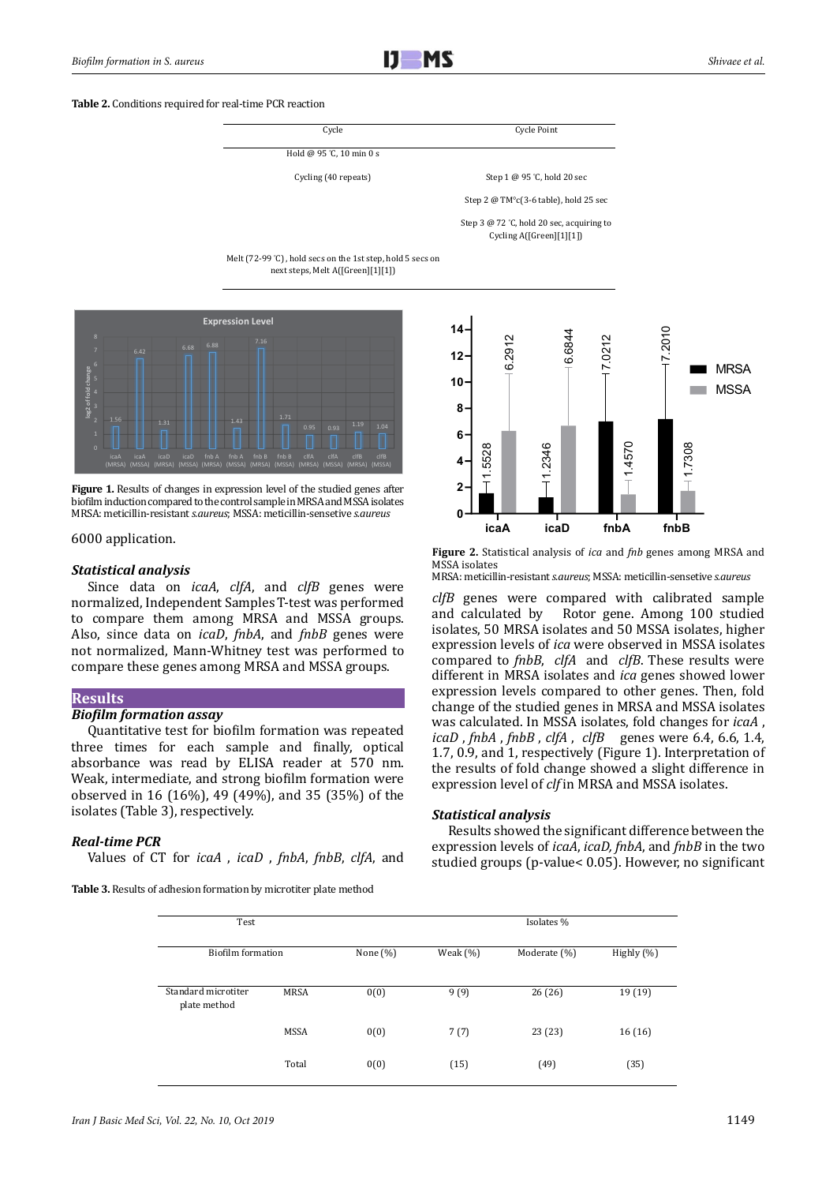**Table 2.** Conditions required for real-time PCR reaction

| Cycle | Cycle Point |
|---|---|
| Hold @ 95 ℃, 10 min 0 s | |
| Cycling (40 repeats) | Step 1 @ 95 ℃, hold 20 sec |
| | Step 2 @ TM°c(3-6 table), hold 25 sec |
| | Step 3 @ 72 ℃, hold 20 sec, acquiring to Cycling A([Green][1][1]) |
| Melt (72-99 ℃), hold secs on the 1st step, hold 5 secs on next steps, Melt A([Green][1][1]) | |

**Figure 1.** Results of changes in expression level of the studied genes after biofilm induction compared to the control sample in MRSA and MSSA isolates
MRSA: meticillin-resistant *s.aureus*; MSSA: meticillin-sensetive *s.aureus*

**Figure 2.** Statistical analysis of *ica* and *fnb* genes among MRSA and MSSA isolates
MRSA: meticillin-resistant *s.aureus*; MSSA: meticillin-sensetive *s.aureus*

6000 application.

### *Statistical analysis*

Since data on *icaA*, *clfA*, and *clfB* genes were normalized, Independent Samples T-test was performed to compare them among MRSA and MSSA groups. Also, since data on *icaD*, *fnbA*, and *fnbB* genes were not normalized, Mann-Whitney test was performed to compare these genes among MRSA and MSSA groups.

## Results

### *Biofilm formation assay*

Quantitative test for biofilm formation was repeated three times for each sample and finally, optical absorbance was read by ELISA reader at 570 nm. Weak, intermediate, and strong biofilm formation were observed in 16 (16%), 49 (49%), and 35 (35%) of the isolates (Table 3), respectively.

### *Real-time PCR*

Values of CT for *icaA* , *icaD* , *fnbA*, *fnbB*, *clfA*, and *clfB* genes were compared with calibrated sample and calculated by Rotor gene. Among 100 studied isolates, 50 MRSA isolates and 50 MSSA isolates, higher expression levels of *ica* were observed in MSSA isolates compared to *fnbB*, *clfA* and *clfB*. These results were different in MRSA isolates and *ica* genes showed lower expression levels compared to other genes. Then, fold change of the studied genes in MRSA and MSSA isolates was calculated. In MSSA isolates, fold changes for *icaA* , *icaD* , *fnbA* , *fnbB* , *clfA* , *clfB* genes were 6.4, 6.6, 1.4, 1.7, 0.9, and 1, respectively (Figure 1). Interpretation of the results of fold change showed a slight difference in expression level of *clf* in MRSA and MSSA isolates.

### *Statistical analysis*

Results showed the significant difference between the expression levels of *icaA*, *icaD*, *fnbA*, and *fnbB* in the two studied groups (p-value< 0.05). However, no significant

**Table 3.** Results of adhesion formation by microtiter plate method

| Test | | Isolates % | | | |
|---|---|---|---|---|---|
| Biofilm formation | | None (%) | Weak (%) | Moderate (%) | Highly (%) |
| Standard microtiter plate method | MRSA | 0(0) | 9 (9) | 26 (26) | 19 (19) |
| | MSSA | 0(0) | 7 (7) | 23 (23) | 16 (16) |
| | Total | 0(0) | (15) | (49) | (35) |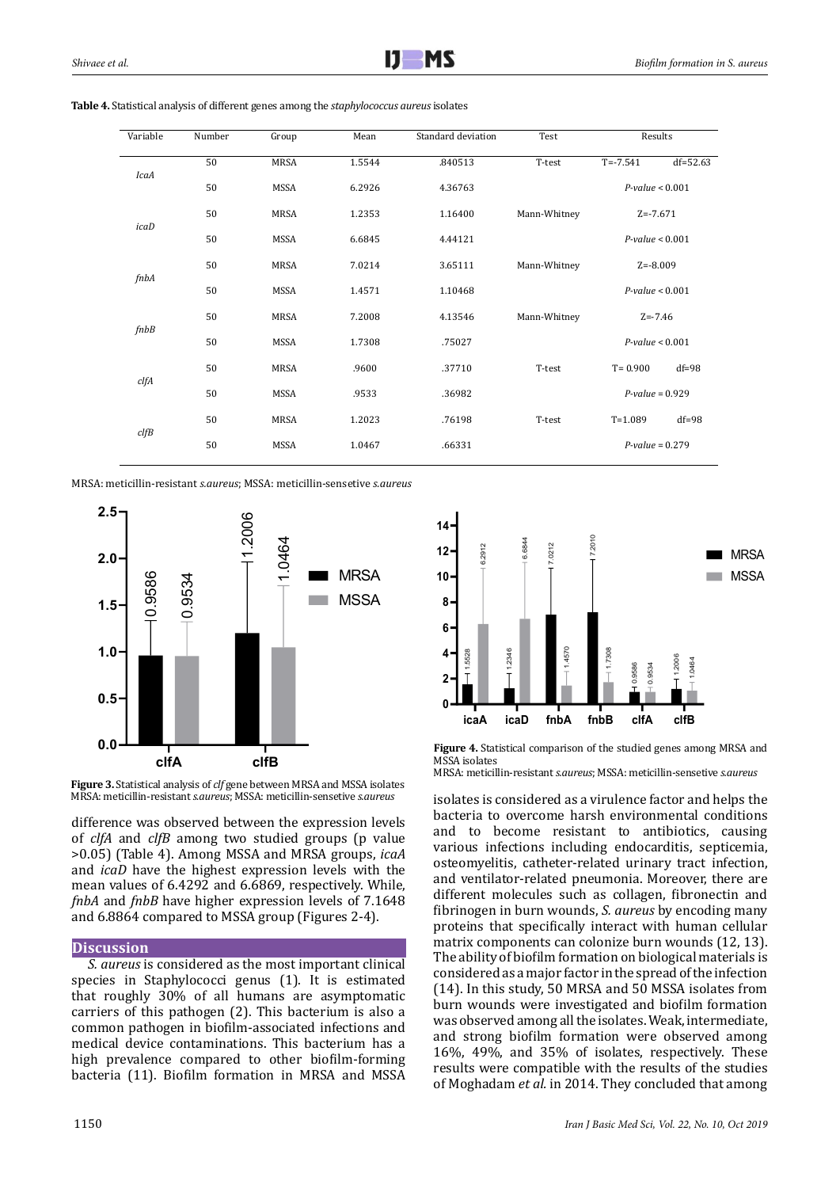**Table 4.** Statistical analysis of different genes among the *staphylococcus aureus* isolates

| Variable | Number | Group | Mean | Standard deviation | Test | Results | |
|---|---|---|---|---|---|---|---|
| *IcaA* | 50 | MRSA | 1.5544 | .840513 | T-test | T=-7.541 | df=52.63 |
| | 50 | MSSA | 6.2926 | 4.36763 | | *P-value* < 0.001 | |
| *icaD* | 50 | MRSA | 1.2353 | 1.16400 | Mann-Whitney | Z=-7.671 | |
| | 50 | MSSA | 6.6845 | 4.44121 | | *P-value* < 0.001 | |
| *fnbA* | 50 | MRSA | 7.0214 | 3.65111 | Mann-Whitney | Z=-8.009 | |
| | 50 | MSSA | 1.4571 | 1.10468 | | *P-value* < 0.001 | |
| *fnbB* | 50 | MRSA | 7.2008 | 4.13546 | Mann-Whitney | Z=-7.46 | |
| | 50 | MSSA | 1.7308 | .75027 | | *P-value* < 0.001 | |
| *clfA* | 50 | MRSA | .9600 | .37710 | T-test | T= 0.900 | df=98 |
| | 50 | MSSA | .9533 | .36982 | | *P-value* = 0.929 | |
| *clfB* | 50 | MRSA | 1.2023 | .76198 | T-test | T=1.089 | df=98 |
| | 50 | MSSA | 1.0467 | .66331 | | *P-value* = 0.279 | |

MRSA: meticillin-resistant *s.aureus*; MSSA: meticillin-sensetive *s.aureus*

**Figure 3.** Statistical analysis of *clf* gene between MRSA and MSSA isolates
MRSA: meticillin-resistant *s.aureus*; MSSA: meticillin-sensetive *s.aureus*

**Figure 4.** Statistical comparison of the studied genes among MRSA and MSSA isolates
MRSA: meticillin-resistant *s.aureus*; MSSA: meticillin-sensetive *s.aureus*

difference was observed between the expression levels of *clfA* and *clfB* among two studied groups (p value >0.05) (Table 4). Among MSSA and MRSA groups, *icaA* and *icaD* have the highest expression levels with the mean values of 6.4292 and 6.6869, respectively. While, *fnbA* and *fnbB* have higher expression levels of 7.1648 and 6.8864 compared to MSSA group (Figures 2-4).

## Discussion

*S. aureus* is considered as the most important clinical species in Staphylococci genus (1). It is estimated that roughly 30% of all humans are asymptomatic carriers of this pathogen (2). This bacterium is also a common pathogen in biofilm-associated infections and medical device contaminations. This bacterium has a high prevalence compared to other biofilm-forming bacteria (11). Biofilm formation in MRSA and MSSA isolates is considered as a virulence factor and helps the bacteria to overcome harsh environmental conditions and to become resistant to antibiotics, causing various infections including endocarditis, septicemia, osteomyelitis, catheter-related urinary tract infection, and ventilator-related pneumonia. Moreover, there are different molecules such as collagen, fibronectin and fibrinogen in burn wounds, *S. aureus* by encoding many proteins that specifically interact with human cellular matrix components can colonize burn wounds (12, 13). The ability of biofilm formation on biological materials is considered as a major factor in the spread of the infection (14). In this study, 50 MRSA and 50 MSSA isolates from burn wounds were investigated and biofilm formation was observed among all the isolates. Weak, intermediate, and strong biofilm formation were observed among 16%, 49%, and 35% of isolates, respectively. These results were compatible with the results of the studies of Moghadam *et al.* in 2014. They concluded that among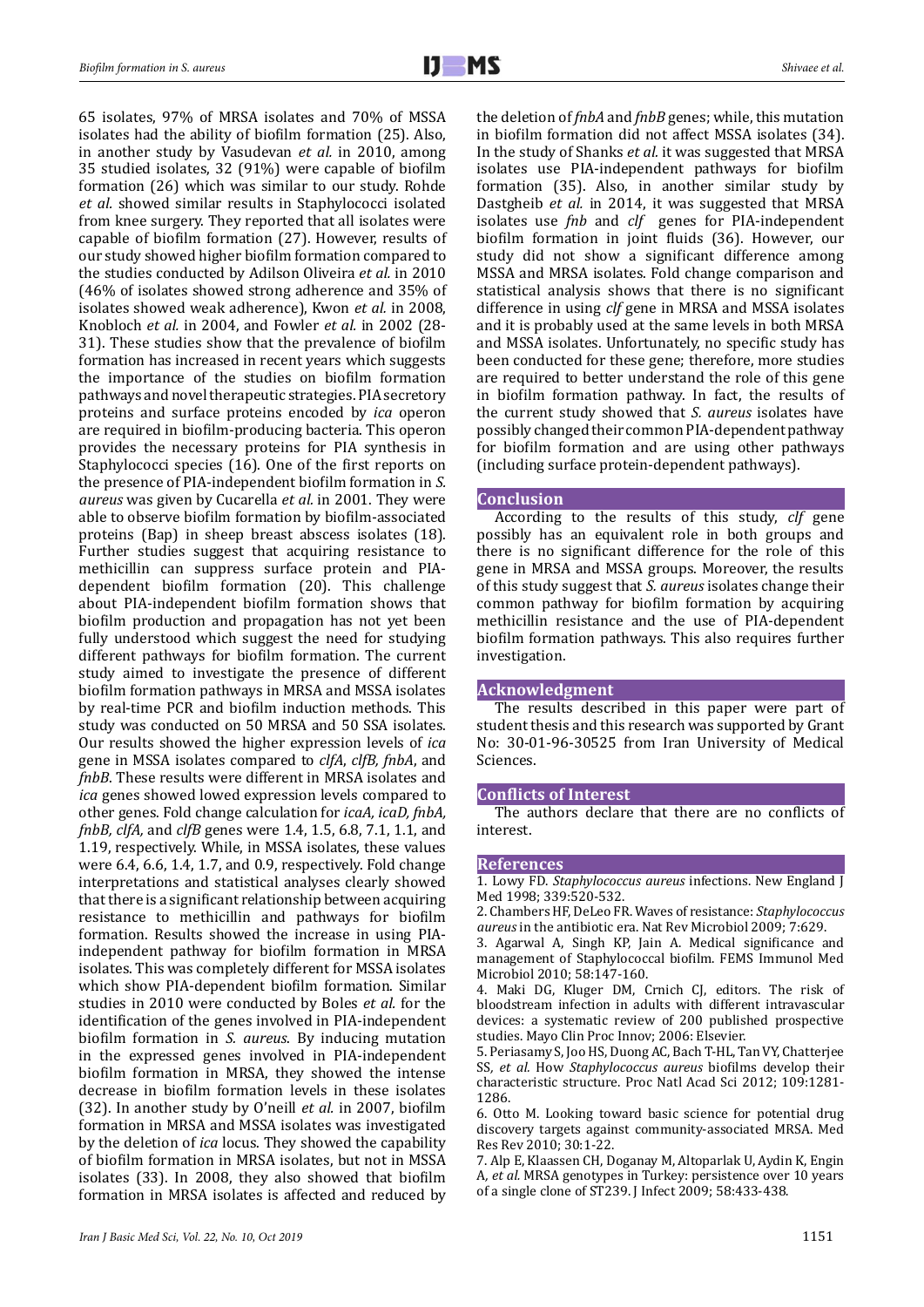65 isolates, 97% of MRSA isolates and 70% of MSSA isolates had the ability of biofilm formation (25). Also, in another study by Vasudevan *et al.* in 2010, among 35 studied isolates, 32 (91%) were capable of biofilm formation (26) which was similar to our study. Rohde *et al.* showed similar results in Staphylococci isolated from knee surgery. They reported that all isolates were capable of biofilm formation (27). However, results of our study showed higher biofilm formation compared to the studies conducted by Adilson Oliveira *et al.* in 2010 (46% of isolates showed strong adherence and 35% of isolates showed weak adherence), Kwon *et al.* in 2008, Knobloch *et al.* in 2004, and Fowler *et al.* in 2002 (28-31). These studies show that the prevalence of biofilm formation has increased in recent years which suggests the importance of the studies on biofilm formation pathways and novel therapeutic strategies. PIA secretory proteins and surface proteins encoded by *ica* operon are required in biofilm-producing bacteria. This operon provides the necessary proteins for PIA synthesis in Staphylococci species (16). One of the first reports on the presence of PIA-independent biofilm formation in *S. aureus* was given by Cucarella *et al.* in 2001. They were able to observe biofilm formation by biofilm-associated proteins (Bap) in sheep breast abscess isolates (18). Further studies suggest that acquiring resistance to methicillin can suppress surface protein and PIA-dependent biofilm formation (20). This challenge about PIA-independent biofilm formation shows that biofilm production and propagation has not yet been fully understood which suggest the need for studying different pathways for biofilm formation. The current study aimed to investigate the presence of different biofilm formation pathways in MRSA and MSSA isolates by real-time PCR and biofilm induction methods. This study was conducted on 50 MRSA and 50 SSA isolates. Our results showed the higher expression levels of *ica* gene in MSSA isolates compared to *clfA*, *clfB, fnbA*, and *fnbB*. These results were different in MRSA isolates and *ica* genes showed lowed expression levels compared to other genes. Fold change calculation for *icaA, icaD, fnbA, fnbB, clfA,* and *clfB* genes were 1.4, 1.5, 6.8, 7.1, 1.1, and 1.19, respectively. While, in MSSA isolates, these values were 6.4, 6.6, 1.4, 1.7, and 0.9, respectively. Fold change interpretations and statistical analyses clearly showed that there is a significant relationship between acquiring resistance to methicillin and pathways for biofilm formation. Results showed the increase in using PIA-independent pathway for biofilm formation in MRSA isolates. This was completely different for MSSA isolates which show PIA-dependent biofilm formation. Similar studies in 2010 were conducted by Boles *et al.* for the identification of the genes involved in PIA-independent biofilm formation in *S. aureus*. By inducing mutation in the expressed genes involved in PIA-independent biofilm formation in MRSA, they showed the intense decrease in biofilm formation levels in these isolates (32). In another study by O'neill *et al.* in 2007, biofilm formation in MRSA and MSSA isolates was investigated by the deletion of *ica* locus. They showed the capability of biofilm formation in MRSA isolates, but not in MSSA isolates (33). In 2008, they also showed that biofilm formation in MRSA isolates is affected and reduced by the deletion of *fnbA* and *fnbB* genes; while, this mutation in biofilm formation did not affect MSSA isolates (34). In the study of Shanks *et al.* it was suggested that MRSA isolates use PIA-independent pathways for biofilm formation (35). Also, in another similar study by Dastgheib *et al.* in 2014, it was suggested that MRSA isolates use *fnb* and *clf* genes for PIA-independent biofilm formation in joint fluids (36). However, our study did not show a significant difference among MSSA and MRSA isolates. Fold change comparison and statistical analysis shows that there is no significant difference in using *clf* gene in MRSA and MSSA isolates and it is probably used at the same levels in both MRSA and MSSA isolates. Unfortunately, no specific study has been conducted for these gene; therefore, more studies are required to better understand the role of this gene in biofilm formation pathway. In fact, the results of the current study showed that *S. aureus* isolates have possibly changed their common PIA-dependent pathway for biofilm formation and are using other pathways (including surface protein-dependent pathways).

## Conclusion

According to the results of this study, *clf* gene possibly has an equivalent role in both groups and there is no significant difference for the role of this gene in MRSA and MSSA groups. Moreover, the results of this study suggest that *S. aureus* isolates change their common pathway for biofilm formation by acquiring methicillin resistance and the use of PIA-dependent biofilm formation pathways. This also requires further investigation.

## Acknowledgment

The results described in this paper were part of student thesis and this research was supported by Grant No: 30-01-96-30525 from Iran University of Medical Sciences.

## Conflicts of Interest

The authors declare that there are no conflicts of interest.

## References

1. Lowy FD. *Staphylococcus aureus* infections. New England J Med 1998; 339:520-532.
2. Chambers HF, DeLeo FR. Waves of resistance: *Staphylococcus aureus* in the antibiotic era. Nat Rev Microbiol 2009; 7:629.
3. Agarwal A, Singh KP, Jain A. Medical significance and management of Staphylococcal biofilm. FEMS Immunol Med Microbiol 2010; 58:147-160.
4. Maki DG, Kluger DM, Crnich CJ, editors. The risk of bloodstream infection in adults with different intravascular devices: a systematic review of 200 published prospective studies. Mayo Clin Proc Innov; 2006: Elsevier.
5. Periasamy S, Joo HS, Duong AC, Bach T-HL, Tan VY, Chatterjee SS*, et al.* How *Staphylococcus aureus* biofilms develop their characteristic structure. Proc Natl Acad Sci 2012; 109:1281-1286.
6. Otto M. Looking toward basic science for potential drug discovery targets against community-associated MRSA. Med Res Rev 2010; 30:1-22.
7. Alp E, Klaassen CH, Doganay M, Altoparlak U, Aydin K, Engin A*, et al.* MRSA genotypes in Turkey: persistence over 10 years of a single clone of ST239. J Infect 2009; 58:433-438.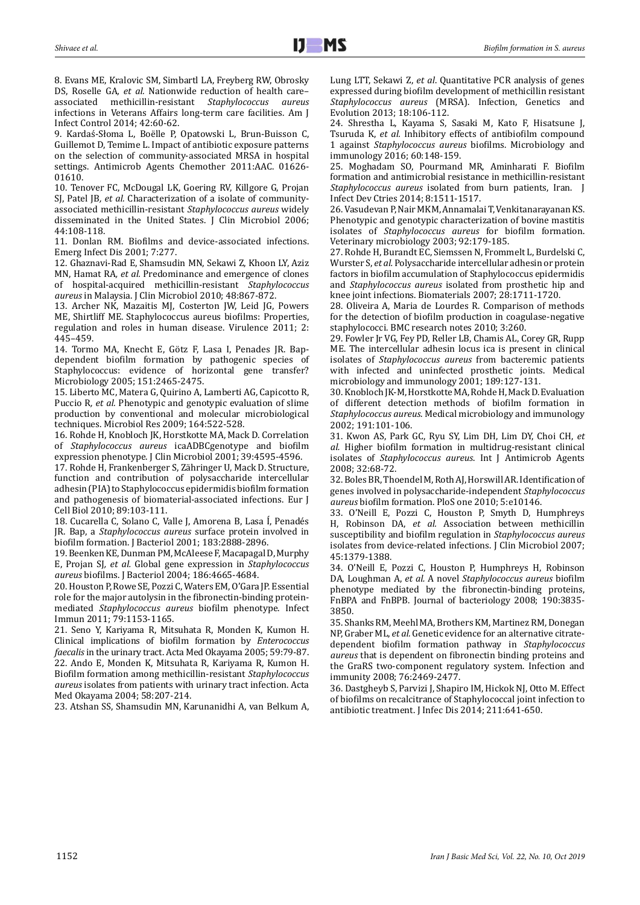8. Evans ME, Kralovic SM, Simbartl LA, Freyberg RW, Obrosky DS, Roselle GA, *et al.* Nationwide reduction of health care–associated methicillin-resistant *Staphylococcus aureus* infections in Veterans Affairs long-term care facilities. Am J Infect Control 2014; 42:60-62.

9. Kardaś-Słoma L, Boëlle P, Opatowski L, Brun-Buisson C, Guillemot D, Temime L. Impact of antibiotic exposure patterns on the selection of community-associated MRSA in hospital settings. Antimicrob Agents Chemother 2011:AAC. 01626-01610.

10. Tenover FC, McDougal LK, Goering RV, Killgore G, Projan SJ, Patel JB, *et al.* Characterization of a isolate of community-associated methicillin-resistant *Staphylococcus aureus* widely disseminated in the United States. J Clin Microbiol 2006; 44:108-118.

11. Donlan RM. Biofilms and device-associated infections. Emerg Infect Dis 2001; 7:277.

12. Ghaznavi-Rad E, Shamsudin MN, Sekawi Z, Khoon LY, Aziz MN, Hamat RA, *et al.* Predominance and emergence of clones of hospital-acquired methicillin-resistant *Staphylococcus aureus* in Malaysia. J Clin Microbiol 2010; 48:867-872.

13. Archer NK, Mazaitis MJ, Costerton JW, Leid JG, Powers ME, Shirtliff ME. Staphylococcus aureus biofilms: Properties, regulation and roles in human disease. Virulence 2011; 2: 445–459.

14. Tormo MA, Knecht E, Götz F, Lasa I, Penades JR. Bap-dependent biofilm formation by pathogenic species of Staphylococcus: evidence of horizontal gene transfer? Microbiology 2005; 151:2465-2475.

15. Liberto MC, Matera G, Quirino A, Lamberti AG, Capicotto R, Puccio R, *et al.* Phenotypic and genotypic evaluation of slime production by conventional and molecular microbiological techniques. Microbiol Res 2009; 164:522-528.

16. Rohde H, Knobloch JK, Horstkotte MA, Mack D. Correlation of *Staphylococcus aureus* icaADBCgenotype and biofilm expression phenotype. J Clin Microbiol 2001; 39:4595-4596.

17. Rohde H, Frankenberger S, Zähringer U, Mack D. Structure, function and contribution of polysaccharide intercellular adhesin (PIA) to Staphylococcus epidermidis biofilm formation and pathogenesis of biomaterial-associated infections. Eur J Cell Biol 2010; 89:103-111.

18. Cucarella C, Solano C, Valle J, Amorena B, Lasa Í, Penadés JR. Bap, a *Staphylococcus aureus* surface protein involved in biofilm formation. J Bacteriol 2001; 183:2888-2896.

19. Beenken KE, Dunman PM, McAleese F, Macapagal D, Murphy E, Projan SJ, *et al.* Global gene expression in *Staphylococcus aureus* biofilms. J Bacteriol 2004; 186:4665-4684.

20. Houston P, Rowe SE, Pozzi C, Waters EM, O'Gara JP. Essential role for the major autolysin in the fibronectin-binding protein-mediated *Staphylococcus aureus* biofilm phenotype. Infect Immun 2011; 79:1153-1165.

21. Seno Y, Kariyama R, Mitsuhata R, Monden K, Kumon H. Clinical implications of biofilm formation by *Enterococcus faecalis* in the urinary tract. Acta Med Okayama 2005; 59:79-87.

22. Ando E, Monden K, Mitsuhata R, Kariyama R, Kumon H. Biofilm formation among methicillin-resistant *Staphylococcus aureus* isolates from patients with urinary tract infection. Acta Med Okayama 2004; 58:207-214.

23. Atshan SS, Shamsudin MN, Karunanidhi A, van Belkum A, Lung LTT, Sekawi Z, *et al*. Quantitative PCR analysis of genes expressed during biofilm development of methicillin resistant *Staphylococcus aureus* (MRSA). Infection, Genetics and Evolution 2013; 18:106-112.

24. Shrestha L, Kayama S, Sasaki M, Kato F, Hisatsune J, Tsuruda K, *et al.* Inhibitory effects of antibiofilm compound 1 against *Staphylococcus aureus* biofilms. Microbiology and immunology 2016; 60:148-159.

25. Moghadam SO, Pourmand MR, Aminharati F. Biofilm formation and antimicrobial resistance in methicillin-resistant *Staphylococcus aureus* isolated from burn patients, Iran. J Infect Dev Ctries 2014; 8:1511-1517.

26. Vasudevan P, Nair MKM, Annamalai T, Venkitanarayanan KS. Phenotypic and genotypic characterization of bovine mastitis isolates of *Staphylococcus aureus* for biofilm formation. Veterinary microbiology 2003; 92:179-185.

27. Rohde H, Burandt EC, Siemssen N, Frommelt L, Burdelski C, Wurster S, *et al.* Polysaccharide intercellular adhesin or protein factors in biofilm accumulation of Staphylococcus epidermidis and *Staphylococcus aureus* isolated from prosthetic hip and knee joint infections. Biomaterials 2007; 28:1711-1720.

28. Oliveira A, Maria de Lourdes R. Comparison of methods for the detection of biofilm production in coagulase-negative staphylococci. BMC research notes 2010; 3:260.

29. Fowler Jr VG, Fey PD, Reller LB, Chamis AL, Corey GR, Rupp ME. The intercellular adhesin locus ica is present in clinical isolates of *Staphylococcus aureus* from bacteremic patients with infected and uninfected prosthetic joints. Medical microbiology and immunology 2001; 189:127-131.

30. Knobloch JK-M, Horstkotte MA, Rohde H, Mack D. Evaluation of different detection methods of biofilm formation in *Staphylococcus aureus*. Medical microbiology and immunology 2002; 191:101-106.

31. Kwon AS, Park GC, Ryu SY, Lim DH, Lim DY, Choi CH, *et al.* Higher biofilm formation in multidrug-resistant clinical isolates of *Staphylococcus aureus*. Int J Antimicrob Agents 2008; 32:68-72.

32. Boles BR, Thoendel M, Roth AJ, Horswill AR. Identification of genes involved in polysaccharide-independent *Staphylococcus aureus* biofilm formation. PloS one 2010; 5:e10146.

33. O'Neill E, Pozzi C, Houston P, Smyth D, Humphreys H, Robinson DA, *et al.* Association between methicillin susceptibility and biofilm regulation in *Staphylococcus aureus* isolates from device-related infections. J Clin Microbiol 2007; 45:1379-1388.

34. O'Neill E, Pozzi C, Houston P, Humphreys H, Robinson DA, Loughman A, *et al.* A novel *Staphylococcus aureus* biofilm phenotype mediated by the fibronectin-binding proteins, FnBPA and FnBPB. Journal of bacteriology 2008; 190:3835-3850.

35. Shanks RM, Meehl MA, Brothers KM, Martinez RM, Donegan NP, Graber ML, *et al.* Genetic evidence for an alternative citrate-dependent biofilm formation pathway in *Staphylococcus aureus* that is dependent on fibronectin binding proteins and the GraRS two-component regulatory system. Infection and immunity 2008; 76:2469-2477.

36. Dastgheyb S, Parvizi J, Shapiro IM, Hickok NJ, Otto M. Effect of biofilms on recalcitrance of Staphylococcal joint infection to antibiotic treatment. J Infec Dis 2014; 211:641-650.